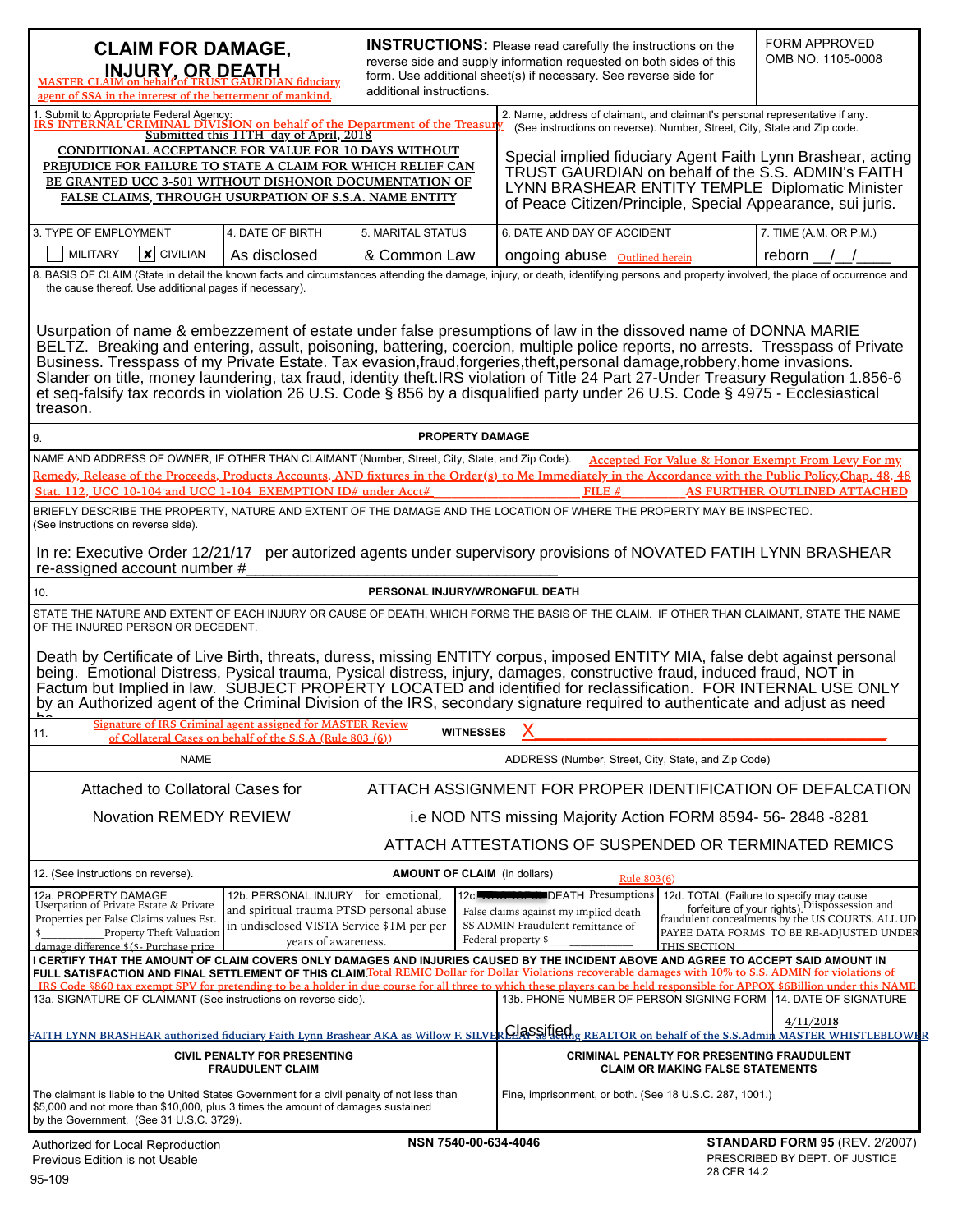# CLAIM FOR DAMAGE, INJURY, OR DEATH

MASTER CLAIM on behalf of TRUST GAURDIAN fiduciary agent of SSA in the interest of the betterment of mankind.

**INSTRUCTIONS:** Please read carefully the instructions on the reverse side and supply information requested on both sides of this form. Use additional sheet(s) if necessary. See reverse side for additional instructions.

FORM APPROVED
OMB NO. 1105-0008

1. Submit to Appropriate Federal Agency:
IRS INTERNAL CRIMINAL DIVISION on behalf of the Department of the Treasury
Submitted this 11TH day of April, 2018

CONDITIONAL ACCEPTANCE FOR VALUE FOR 10 DAYS WITHOUT PREJUDICE FOR FAILURE TO STATE A CLAIM FOR WHICH RELIEF CAN BE GRANTED UCC 3-501 WITHOUT DISHONOR DOCUMENTATION OF FALSE CLAIMS, THROUGH USURPATION OF S.S.A. NAME ENTITY

2. Name, address of claimant, and claimant's personal representative if any. (See instructions on reverse). Number, Street, City, State and Zip code.

Special implied fiduciary Agent Faith Lynn Brashear, acting TRUST GAURDIAN on behalf of the S.S. ADMIN's FAITH LYNN BRASHEAR ENTITY TEMPLE Diplomatic Minister of Peace Citizen/Principle, Special Appearance, sui juris.

| 3. TYPE OF EMPLOYMENT | | 4. DATE OF BIRTH | 5. MARITAL STATUS | 6. DATE AND DAY OF ACCIDENT | 7. TIME (A.M. OR P.M.) |
|---|---|---|---|---|---|
| ☐ MILITARY | ☒ CIVILIAN | As disclosed | & Common Law | ongoing abuse Outlined herein | reborn __/__/____ |

8. BASIS OF CLAIM (State in detail the known facts and circumstances attending the damage, injury, or death, identifying persons and property involved, the place of occurrence and the cause thereof. Use additional pages if necessary).

Usurpation of name & embezzement of estate under false presumptions of law in the dissoved name of DONNA MARIE BELTZ. Breaking and entering, assault, poisoning, battering, coercion, multiple police reports, no arrests. Tresspass of Private Business. Tresspass of my Private Estate. Tax evasion,fraud,forgeries,theft,personal damage,robbery,home invasions. Slander on title, money laundering, tax fraud, identity theft.IRS violation of Title 24 Part 27-Under Treasury Regulation 1.856-6 et seq-falsify tax records in violation 26 U.S. Code § 856 by a disqualified party under 26 U.S. Code § 4975 - Ecclesiastical treason.

9. **PROPERTY DAMAGE**

NAME AND ADDRESS OF OWNER, IF OTHER THAN CLAIMANT (Number, Street, City, State, and Zip Code). Accepted For Value & Honor Exempt From Levy For my Remedy, Release of the Proceeds, Products Accounts, AND fixtures in the Order(s) to Me Immediately in the Accordance with the Public Policy,Chap. 48, 48 Stat. 112, UCC 10-104 and UCC 1-104 EXEMPTION ID# under Acct#__________ FILE #________ AS FURTHER OUTLINED ATTACHED

BRIEFLY DESCRIBE THE PROPERTY, NATURE AND EXTENT OF THE DAMAGE AND THE LOCATION OF WHERE THE PROPERTY MAY BE INSPECTED. (See instructions on reverse side).

In re: Executive Order 12/21/17 per autorized agents under supervisory provisions of NOVATED FATIH LYNN BRASHEAR re-assigned account number #__________

10. **PERSONAL INJURY/WRONGFUL DEATH**

STATE THE NATURE AND EXTENT OF EACH INJURY OR CAUSE OF DEATH, WHICH FORMS THE BASIS OF THE CLAIM. IF OTHER THAN CLAIMANT, STATE THE NAME OF THE INJURED PERSON OR DECEDENT.

Death by Certificate of Live Birth, threats, duress, missing ENTITY corpus, imposed ENTITY MIA, false debt against personal being. Emotional Distress, Pysical trauma, Pysical distress, injury, damages, constructive fraud, induced fraud, NOT in Factum but Implied in law. SUBJECT PROPERTY LOCATED and identified for reclassification. FOR INTERNAL USE ONLY by an Authorized agent of the Criminal Division of the IRS, secondary signature required to authenticate and adjust as need be

11. Signature of IRS Criminal agent assigned for MASTER Review of Collateral Cases on behalf of the S.S.A (Rule 803 (6)) **WITNESSES** X__________

| NAME | ADDRESS (Number, Street, City, State, and Zip Code) |
|---|---|
| Attached to Collatoral Cases for Novation REMEDY REVIEW | ATTACH ASSIGNMENT FOR PROPER IDENTIFICATION OF DEFALCATION<br>i.e NOD NTS missing Majority Action FORM 8594- 56- 2848 -8281<br>ATTACH ATTESTATIONS OF SUSPENDED OR TERMINATED REMICS |

12. (See instructions on reverse). **AMOUNT OF CLAIM** (in dollars) Rule 803(6)

| 12a. PROPERTY DAMAGE | 12b. PERSONAL INJURY | 12c. ██████ DEATH | 12d. TOTAL (Failure to specify may cause forfeiture of your rights). |
|---|---|---|---|
| Userpation of Private Estate & Private Properties per False Claims values Est. $__________Property Theft Valuation damage difference $($- Purchase price | for emotional, and spiritual trauma PTSD personal abuse in undisclosed VISTA Service $1M per per years of awareness. | Presumptions False claims against my implied death SS ADMIN Fraudulent remittance of Federal property $____________ | Diispossession and fraudulent concealments by the US COURTS. ALL UD PAYEE DATA FORMS TO BE RE-ADJUSTED UNDER THIS SECTION |

I CERTIFY THAT THE AMOUNT OF CLAIM COVERS ONLY DAMAGES AND INJURIES CAUSED BY THE INCIDENT ABOVE AND AGREE TO ACCEPT SAID AMOUNT IN FULL SATISFACTION AND FINAL SETTLEMENT OF THIS CLAIM. Total REMIC Dollar for Dollar Violations recoverable damages with 10% to S.S. ADMIN for violations of IRS Code §860 tax exempt SPV for pretending to be a holder in due course for all three to which these players can be held responsible for APPOX $6Billion under this NAME

| 13a. SIGNATURE OF CLAIMANT (See instructions on reverse side). | 13b. PHONE NUMBER OF PERSON SIGNING FORM | 14. DATE OF SIGNATURE |
|---|---|---|
| FAITH LYNN BRASHEAR authorized fiduciary Faith Lynn Brashear AKA as Willow F. SILVER ████ acting REALTOR on behalf of the S.S.Admin MASTER WHISTLEBLOWER | Classified | 4/11/2018 |

| CIVIL PENALTY FOR PRESENTING FRAUDULENT CLAIM | CRIMINAL PENALTY FOR PRESENTING FRAUDULENT CLAIM OR MAKING FALSE STATEMENTS |
|---|---|
| The claimant is liable to the United States Government for a civil penalty of not less than $5,000 and not more than $10,000, plus 3 times the amount of damages sustained by the Government. (See 31 U.S.C. 3729). | Fine, imprisonment, or both. (See 18 U.S.C. 287, 1001.) |

Authorized for Local Reproduction
Previous Edition is not Usable

95-109

NSN 7540-00-634-4046

**STANDARD FORM 95** (REV. 2/2007)
PRESCRIBED BY DEPT. OF JUSTICE
28 CFR 14.2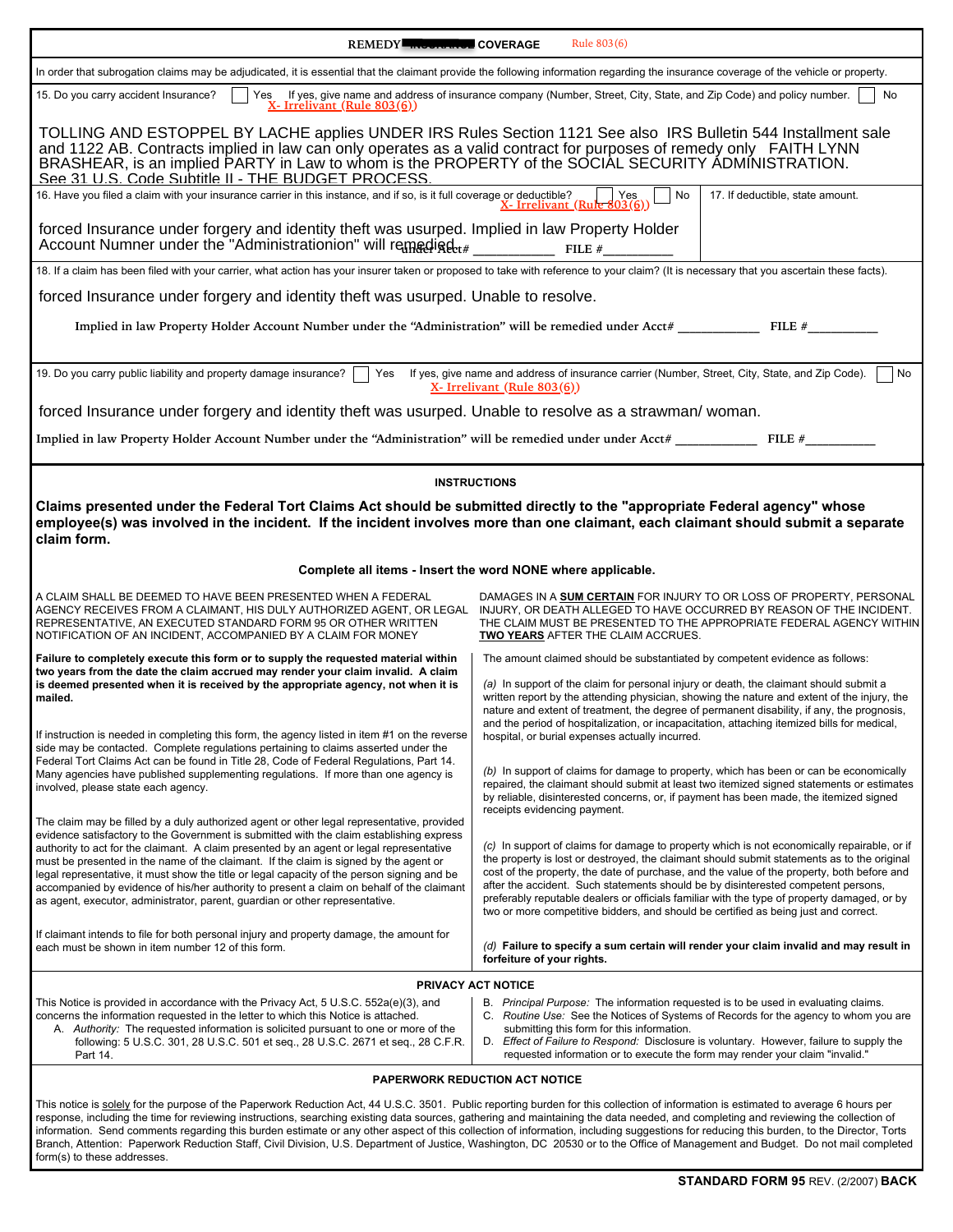**REMEDY ~~INSURANCE~~ COVERAGE** Rule 803(6)

In order that subrogation claims may be adjudicated, it is essential that the claimant provide the following information regarding the insurance coverage of the vehicle or property.

15. Do you carry accident Insurance? ☐ Yes If yes, give name and address of insurance company (Number, Street, City, State, and Zip Code) and policy number. ☐ No
X- Irrelivant (Rule 803(6))

TOLLING AND ESTOPPEL BY LACHE applies UNDER IRS Rules Section 1121 See also IRS Bulletin 544 Installment sale and 1122 AB. Contracts implied in law can only operates as a valid contract for purposes of remedy only FAITH LYNN BRASHEAR, is an implied PARTY in Law to whom is the PROPERTY of the SOCIAL SECURITY ADMINISTRATION. See 31 U.S. Code Subtitle II - THE BUDGET PROCESS.

16. Have you filed a claim with your insurance carrier in this instance, and if so, is it full coverage or deductible? ☐ Yes ☐ No
X- Irrelivant (Rule 803(6))

17. If deductible, state amount.

forced Insurance under forgery and identity theft was usurped. Implied in law Property Holder Account Numner under the "Administrationion" will remedied under Acct# ____________ FILE #__________

18. If a claim has been filed with your carrier, what action has your insurer taken or proposed to take with reference to your claim? (It is necessary that you ascertain these facts).

forced Insurance under forgery and identity theft was usurped. Unable to resolve.

Implied in law Property Holder Account Number under the "Administration" will be remedied under Acct# ____________ FILE #__________

19. Do you carry public liability and property damage insurance? ☐ Yes If yes, give name and address of insurance carrier (Number, Street, City, State, and Zip Code). ☐ No
X- Irrelivant (Rule 803(6))

forced Insurance under forgery and identity theft was usurped. Unable to resolve as a strawman/ woman.

Implied in law Property Holder Account Number under the "Administration" will be remedied under Acct# ____________ FILE #__________

## INSTRUCTIONS

**Claims presented under the Federal Tort Claims Act should be submitted directly to the "appropriate Federal agency" whose employee(s) was involved in the incident. If the incident involves more than one claimant, each claimant should submit a separate claim form.**

**Complete all items - Insert the word NONE where applicable.**

A CLAIM SHALL BE DEEMED TO HAVE BEEN PRESENTED WHEN A FEDERAL AGENCY RECEIVES FROM A CLAIMANT, HIS DULY AUTHORIZED AGENT, OR LEGAL REPRESENTATIVE, AN EXECUTED STANDARD FORM 95 OR OTHER WRITTEN NOTIFICATION OF AN INCIDENT, ACCOMPANIED BY A CLAIM FOR MONEY DAMAGES IN A **SUM CERTAIN** FOR INJURY TO OR LOSS OF PROPERTY, PERSONAL INJURY, OR DEATH ALLEGED TO HAVE OCCURRED BY REASON OF THE INCIDENT. THE CLAIM MUST BE PRESENTED TO THE APPROPRIATE FEDERAL AGENCY WITHIN **TWO YEARS** AFTER THE CLAIM ACCRUES.

**Failure to completely execute this form or to supply the requested material within two years from the date the claim accrued may render your claim invalid. A claim is deemed presented when it is received by the appropriate agency, not when it is mailed.**

If instruction is needed in completing this form, the agency listed in item #1 on the reverse side may be contacted. Complete regulations pertaining to claims asserted under the Federal Tort Claims Act can be found in Title 28, Code of Federal Regulations, Part 14. Many agencies have published supplementing regulations. If more than one agency is involved, please state each agency.

The claim may be filled by a duly authorized agent or other legal representative, provided evidence satisfactory to the Government is submitted with the claim establishing express authority to act for the claimant. A claim presented by an agent or legal representative must be presented in the name of the claimant. If the claim is signed by the agent or legal representative, it must show the title or legal capacity of the person signing and be accompanied by evidence of his/her authority to present a claim on behalf of the claimant as agent, executor, administrator, parent, guardian or other representative.

If claimant intends to file for both personal injury and property damage, the amount for each must be shown in item number 12 of this form.

The amount claimed should be substantiated by competent evidence as follows:

*(a)* In support of the claim for personal injury or death, the claimant should submit a written report by the attending physician, showing the nature and extent of the injury, the nature and extent of treatment, the degree of permanent disability, if any, the prognosis, and the period of hospitalization, or incapacitation, attaching itemized bills for medical, hospital, or burial expenses actually incurred.

*(b)* In support of claims for damage to property, which has been or can be economically repaired, the claimant should submit at least two itemized signed statements or estimates by reliable, disinterested concerns, or, if payment has been made, the itemized signed receipts evidencing payment.

*(c)* In support of claims for damage to property which is not economically repairable, or if the property is lost or destroyed, the claimant should submit statements as to the original cost of the property, the date of purchase, and the value of the property, both before and after the accident. Such statements should be by disinterested competent persons, preferably reputable dealers or officials familiar with the type of property damaged, or by two or more competitive bidders, and should be certified as being just and correct.

*(d)* **Failure to specify a sum certain will render your claim invalid and may result in forfeiture of your rights.**

## PRIVACY ACT NOTICE

This Notice is provided in accordance with the Privacy Act, 5 U.S.C. 552a(e)(3), and concerns the information requested in the letter to which this Notice is attached.

A. *Authority:* The requested information is solicited pursuant to one or more of the following: 5 U.S.C. 301, 28 U.S.C. 501 et seq., 28 U.S.C. 2671 et seq., 28 C.F.R. Part 14.

B. *Principal Purpose:* The information requested is to be used in evaluating claims.

C. *Routine Use:* See the Notices of Systems of Records for the agency to whom you are submitting this form for this information.

D. *Effect of Failure to Respond:* Disclosure is voluntary. However, failure to supply the requested information or to execute the form may render your claim "invalid."

## PAPERWORK REDUCTION ACT NOTICE

This notice is solely for the purpose of the Paperwork Reduction Act, 44 U.S.C. 3501. Public reporting burden for this collection of information is estimated to average 6 hours per response, including the time for reviewing instructions, searching existing data sources, gathering and maintaining the data needed, and completing and reviewing the collection of information. Send comments regarding this burden estimate or any other aspect of this collection of information, including suggestions for reducing this burden, to the Director, Torts Branch, Attention: Paperwork Reduction Staff, Civil Division, U.S. Department of Justice, Washington, DC 20530 or to the Office of Management and Budget. Do not mail completed form(s) to these addresses.

**STANDARD FORM 95** REV. (2/2007) **BACK**